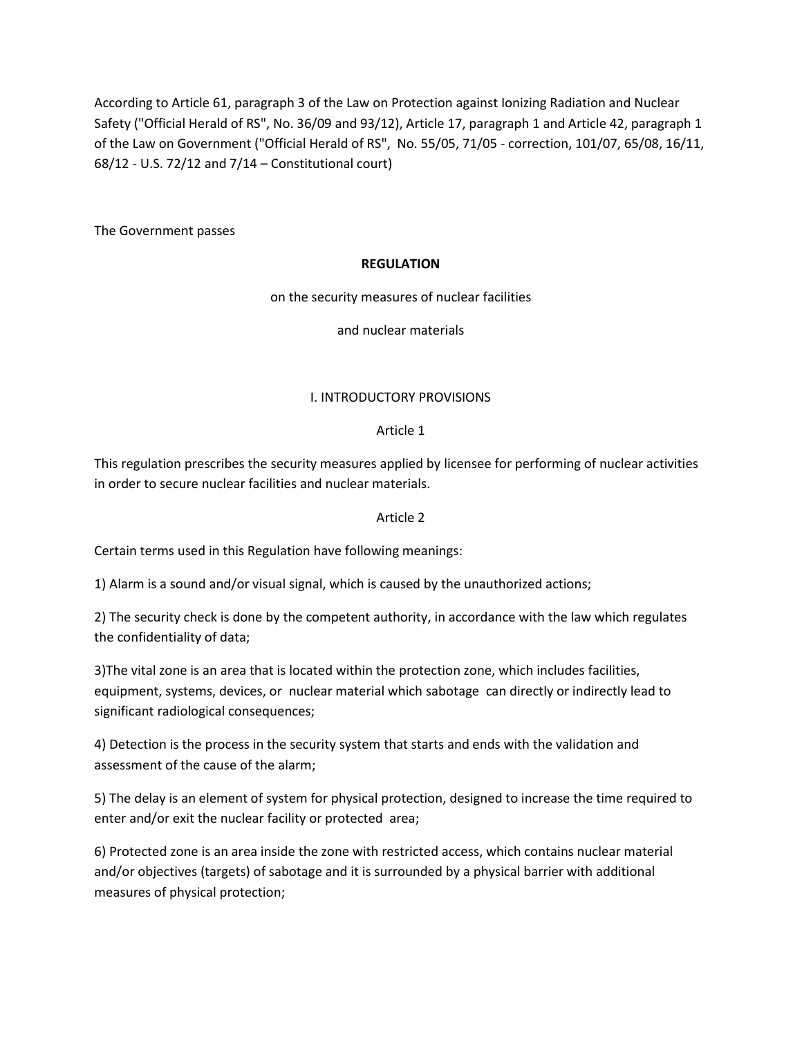According to Article 61, paragraph 3 of the Law on Protection against Ionizing Radiation and Nuclear Safety ("Official Herald of RS", No. 36/09 and 93/12), Article 17, paragraph 1 and Article 42, paragraph 1 of the Law on Government ("Official Herald of RS", No. 55/05, 71/05 - correction, 101/07, 65/08, 16/11, 68/12 - U.S. 72/12 and 7/14 – Constitutional court)

The Government passes

# REGULATION

## on the security measures of nuclear facilities and nuclear materials

## I. INTRODUCTORY PROVISIONS

### Article 1

This regulation prescribes the security measures applied by licensee for performing of nuclear activities in order to secure nuclear facilities and nuclear materials.

### Article 2

Certain terms used in this Regulation have following meanings:

1) Alarm is a sound and/or visual signal, which is caused by the unauthorized actions;

2) The security check is done by the competent authority, in accordance with the law which regulates the confidentiality of data;

3)The vital zone is an area that is located within the protection zone, which includes facilities, equipment, systems, devices, or nuclear material which sabotage can directly or indirectly lead to significant radiological consequences;

4) Detection is the process in the security system that starts and ends with the validation and assessment of the cause of the alarm;

5) The delay is an element of system for physical protection, designed to increase the time required to enter and/or exit the nuclear facility or protected area;

6) Protected zone is an area inside the zone with restricted access, which contains nuclear material and/or objectives (targets) of sabotage and it is surrounded by a physical barrier with additional measures of physical protection;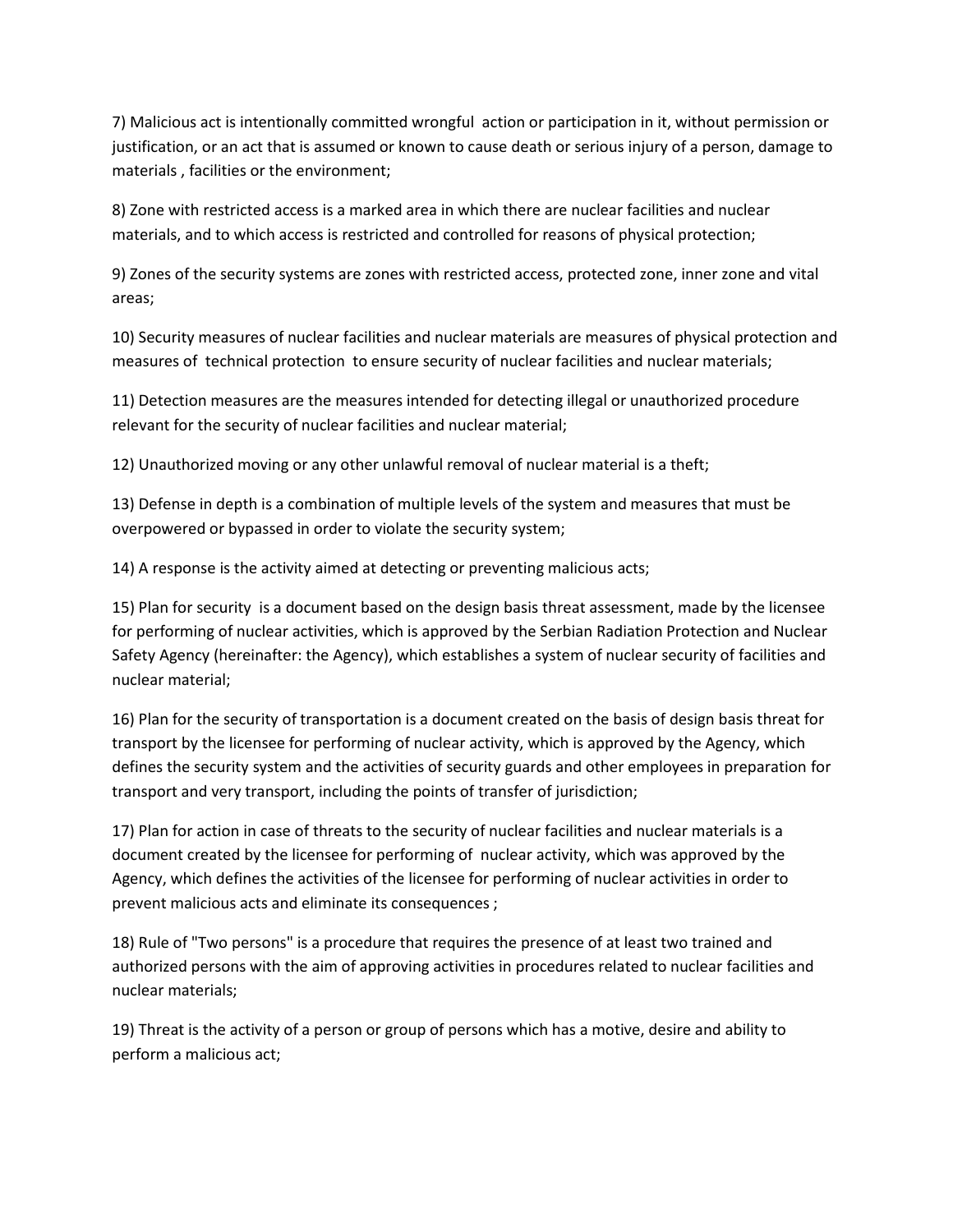7) Malicious act is intentionally committed wrongful action or participation in it, without permission or justification, or an act that is assumed or known to cause death or serious injury of a person, damage to materials , facilities or the environment;

8) Zone with restricted access is a marked area in which there are nuclear facilities and nuclear materials, and to which access is restricted and controlled for reasons of physical protection;

9) Zones of the security systems are zones with restricted access, protected zone, inner zone and vital areas;

10) Security measures of nuclear facilities and nuclear materials are measures of physical protection and measures of technical protection to ensure security of nuclear facilities and nuclear materials;

11) Detection measures are the measures intended for detecting illegal or unauthorized procedure relevant for the security of nuclear facilities and nuclear material;

12) Unauthorized moving or any other unlawful removal of nuclear material is a theft;

13) Defense in depth is a combination of multiple levels of the system and measures that must be overpowered or bypassed in order to violate the security system;

14) A response is the activity aimed at detecting or preventing malicious acts;

15) Plan for security is a document based on the design basis threat assessment, made by the licensee for performing of nuclear activities, which is approved by the Serbian Radiation Protection and Nuclear Safety Agency (hereinafter: the Agency), which establishes a system of nuclear security of facilities and nuclear material;

16) Plan for the security of transportation is a document created on the basis of design basis threat for transport by the licensee for performing of nuclear activity, which is approved by the Agency, which defines the security system and the activities of security guards and other employees in preparation for transport and very transport, including the points of transfer of jurisdiction;

17) Plan for action in case of threats to the security of nuclear facilities and nuclear materials is a document created by the licensee for performing of nuclear activity, which was approved by the Agency, which defines the activities of the licensee for performing of nuclear activities in order to prevent malicious acts and eliminate its consequences ;

18) Rule of "Two persons" is a procedure that requires the presence of at least two trained and authorized persons with the aim of approving activities in procedures related to nuclear facilities and nuclear materials;

19) Threat is the activity of a person or group of persons which has a motive, desire and ability to perform a malicious act;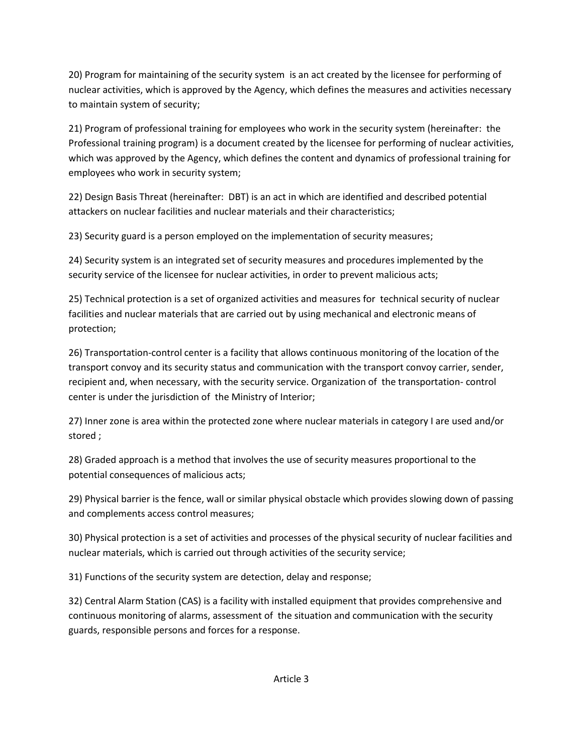20) Program for maintaining of the security system is an act created by the licensee for performing of nuclear activities, which is approved by the Agency, which defines the measures and activities necessary to maintain system of security;

21) Program of professional training for employees who work in the security system (hereinafter: the Professional training program) is a document created by the licensee for performing of nuclear activities, which was approved by the Agency, which defines the content and dynamics of professional training for employees who work in security system;

22) Design Basis Threat (hereinafter: DBT) is an act in which are identified and described potential attackers on nuclear facilities and nuclear materials and their characteristics;

23) Security guard is a person employed on the implementation of security measures;

24) Security system is an integrated set of security measures and procedures implemented by the security service of the licensee for nuclear activities, in order to prevent malicious acts;

25) Technical protection is a set of organized activities and measures for technical security of nuclear facilities and nuclear materials that are carried out by using mechanical and electronic means of protection;

26) Transportation-control center is a facility that allows continuous monitoring of the location of the transport convoy and its security status and communication with the transport convoy carrier, sender, recipient and, when necessary, with the security service. Organization of the transportation- control center is under the jurisdiction of the Ministry of Interior;

27) Inner zone is area within the protected zone where nuclear materials in category I are used and/or stored ;

28) Graded approach is a method that involves the use of security measures proportional to the potential consequences of malicious acts;

29) Physical barrier is the fence, wall or similar physical obstacle which provides slowing down of passing and complements access control measures;

30) Physical protection is a set of activities and processes of the physical security of nuclear facilities and nuclear materials, which is carried out through activities of the security service;

31) Functions of the security system are detection, delay and response;

32) Central Alarm Station (CAS) is a facility with installed equipment that provides comprehensive and continuous monitoring of alarms, assessment of the situation and communication with the security guards, responsible persons and forces for a response.

Article 3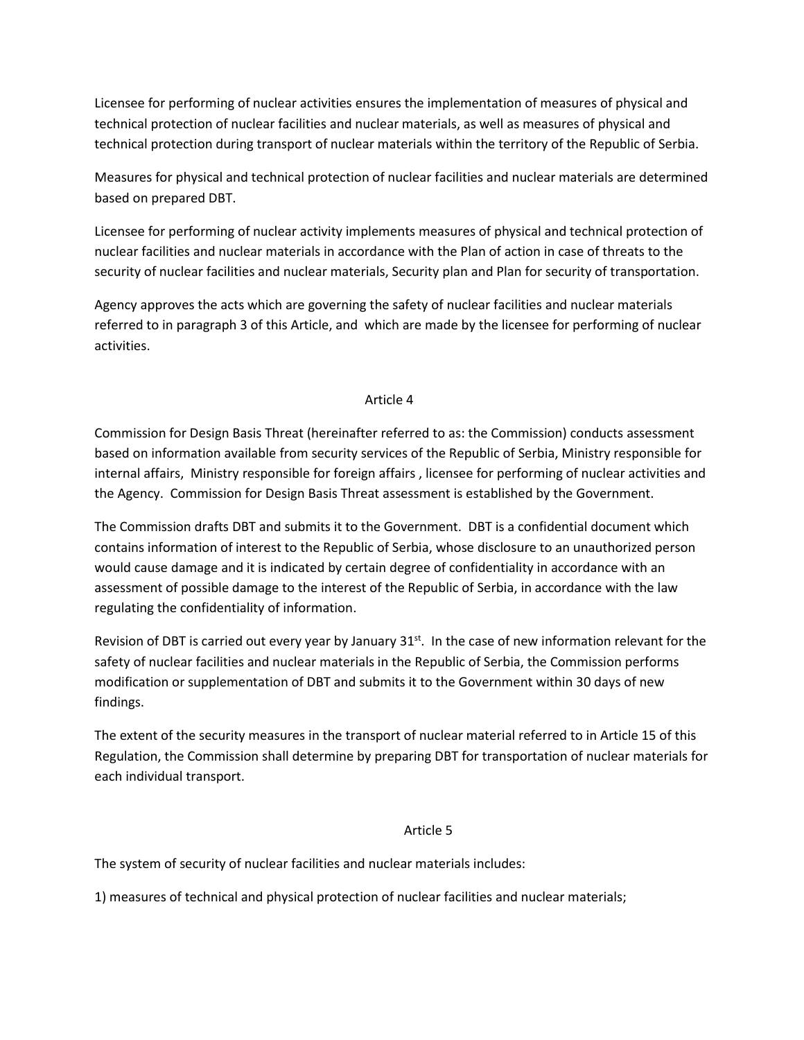Licensee for performing of nuclear activities ensures the implementation of measures of physical and technical protection of nuclear facilities and nuclear materials, as well as measures of physical and technical protection during transport of nuclear materials within the territory of the Republic of Serbia.

Measures for physical and technical protection of nuclear facilities and nuclear materials are determined based on prepared DBT.

Licensee for performing of nuclear activity implements measures of physical and technical protection of nuclear facilities and nuclear materials in accordance with the Plan of action in case of threats to the security of nuclear facilities and nuclear materials, Security plan and Plan for security of transportation.

Agency approves the acts which are governing the safety of nuclear facilities and nuclear materials referred to in paragraph 3 of this Article, and which are made by the licensee for performing of nuclear activities.

Article 4

Commission for Design Basis Threat (hereinafter referred to as: the Commission) conducts assessment based on information available from security services of the Republic of Serbia, Ministry responsible for internal affairs, Ministry responsible for foreign affairs , licensee for performing of nuclear activities and the Agency. Commission for Design Basis Threat assessment is established by the Government.

The Commission drafts DBT and submits it to the Government. DBT is a confidential document which contains information of interest to the Republic of Serbia, whose disclosure to an unauthorized person would cause damage and it is indicated by certain degree of confidentiality in accordance with an assessment of possible damage to the interest of the Republic of Serbia, in accordance with the law regulating the confidentiality of information.

Revision of DBT is carried out every year by January 31st. In the case of new information relevant for the safety of nuclear facilities and nuclear materials in the Republic of Serbia, the Commission performs modification or supplementation of DBT and submits it to the Government within 30 days of new findings.

The extent of the security measures in the transport of nuclear material referred to in Article 15 of this Regulation, the Commission shall determine by preparing DBT for transportation of nuclear materials for each individual transport.

Article 5

The system of security of nuclear facilities and nuclear materials includes:

1) measures of technical and physical protection of nuclear facilities and nuclear materials;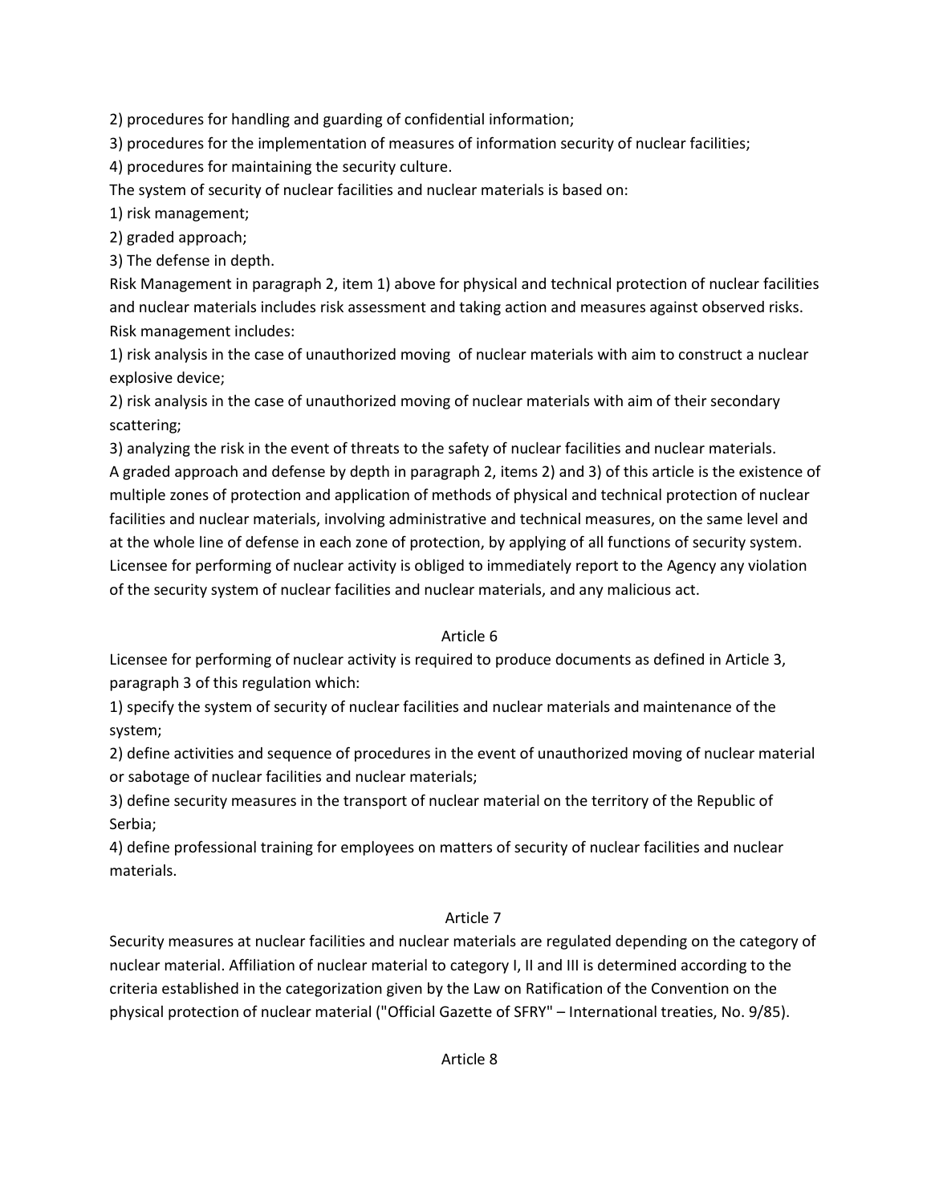2) procedures for handling and guarding of confidential information;

3) procedures for the implementation of measures of information security of nuclear facilities;

4) procedures for maintaining the security culture.

The system of security of nuclear facilities and nuclear materials is based on:

1) risk management;

2) graded approach;

3) The defense in depth.

Risk Management in paragraph 2, item 1) above for physical and technical protection of nuclear facilities and nuclear materials includes risk assessment and taking action and measures against observed risks. Risk management includes:

1) risk analysis in the case of unauthorized moving of nuclear materials with aim to construct a nuclear explosive device;

2) risk analysis in the case of unauthorized moving of nuclear materials with aim of their secondary scattering;

3) analyzing the risk in the event of threats to the safety of nuclear facilities and nuclear materials.

A graded approach and defense by depth in paragraph 2, items 2) and 3) of this article is the existence of multiple zones of protection and application of methods of physical and technical protection of nuclear facilities and nuclear materials, involving administrative and technical measures, on the same level and at the whole line of defense in each zone of protection, by applying of all functions of security system.

Licensee for performing of nuclear activity is obliged to immediately report to the Agency any violation of the security system of nuclear facilities and nuclear materials, and any malicious act.

Article 6

Licensee for performing of nuclear activity is required to produce documents as defined in Article 3, paragraph 3 of this regulation which:

1) specify the system of security of nuclear facilities and nuclear materials and maintenance of the system;

2) define activities and sequence of procedures in the event of unauthorized moving of nuclear material or sabotage of nuclear facilities and nuclear materials;

3) define security measures in the transport of nuclear material on the territory of the Republic of Serbia;

4) define professional training for employees on matters of security of nuclear facilities and nuclear materials.

Article 7

Security measures at nuclear facilities and nuclear materials are regulated depending on the category of nuclear material. Affiliation of nuclear material to category I, II and III is determined according to the criteria established in the categorization given by the Law on Ratification of the Convention on the physical protection of nuclear material ("Official Gazette of SFRY" – International treaties, No. 9/85).

Article 8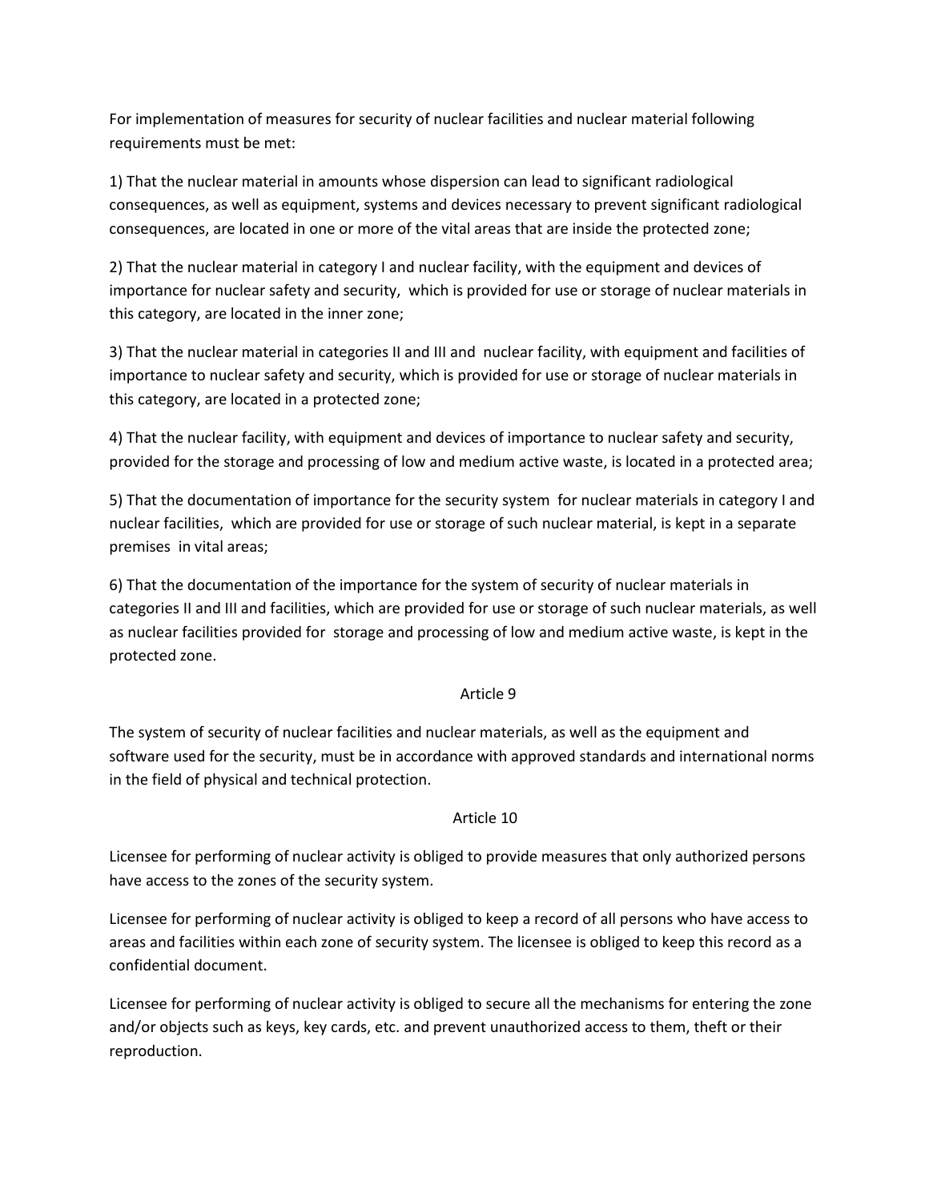For implementation of measures for security of nuclear facilities and nuclear material following requirements must be met:

1) That the nuclear material in amounts whose dispersion can lead to significant radiological consequences, as well as equipment, systems and devices necessary to prevent significant radiological consequences, are located in one or more of the vital areas that are inside the protected zone;

2) That the nuclear material in category I and nuclear facility, with the equipment and devices of importance for nuclear safety and security, which is provided for use or storage of nuclear materials in this category, are located in the inner zone;

3) That the nuclear material in categories II and III and nuclear facility, with equipment and facilities of importance to nuclear safety and security, which is provided for use or storage of nuclear materials in this category, are located in a protected zone;

4) That the nuclear facility, with equipment and devices of importance to nuclear safety and security, provided for the storage and processing of low and medium active waste, is located in a protected area;

5) That the documentation of importance for the security system for nuclear materials in category I and nuclear facilities, which are provided for use or storage of such nuclear material, is kept in a separate premises in vital areas;

6) That the documentation of the importance for the system of security of nuclear materials in categories II and III and facilities, which are provided for use or storage of such nuclear materials, as well as nuclear facilities provided for storage and processing of low and medium active waste, is kept in the protected zone.

Article 9

The system of security of nuclear facilities and nuclear materials, as well as the equipment and software used for the security, must be in accordance with approved standards and international norms in the field of physical and technical protection.

Article 10

Licensee for performing of nuclear activity is obliged to provide measures that only authorized persons have access to the zones of the security system.

Licensee for performing of nuclear activity is obliged to keep a record of all persons who have access to areas and facilities within each zone of security system. The licensee is obliged to keep this record as a confidential document.

Licensee for performing of nuclear activity is obliged to secure all the mechanisms for entering the zone and/or objects such as keys, key cards, etc. and prevent unauthorized access to them, theft or their reproduction.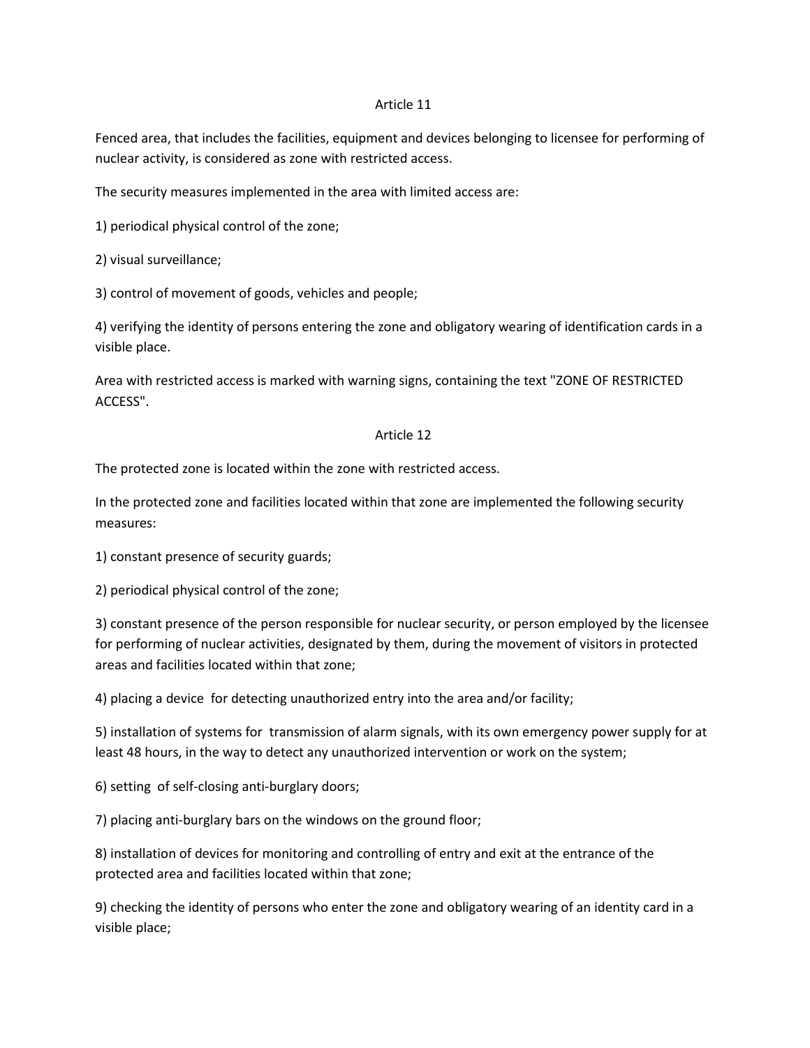## Article 11

Fenced area, that includes the facilities, equipment and devices belonging to licensee for performing of nuclear activity, is considered as zone with restricted access.

The security measures implemented in the area with limited access are:

1) periodical physical control of the zone;

2) visual surveillance;

3) control of movement of goods, vehicles and people;

4) verifying the identity of persons entering the zone and obligatory wearing of identification cards in a visible place.

Area with restricted access is marked with warning signs, containing the text "ZONE OF RESTRICTED ACCESS".

## Article 12

The protected zone is located within the zone with restricted access.

In the protected zone and facilities located within that zone are implemented the following security measures:

1) constant presence of security guards;

2) periodical physical control of the zone;

3) constant presence of the person responsible for nuclear security, or person employed by the licensee for performing of nuclear activities, designated by them, during the movement of visitors in protected areas and facilities located within that zone;

4) placing a device for detecting unauthorized entry into the area and/or facility;

5) installation of systems for transmission of alarm signals, with its own emergency power supply for at least 48 hours, in the way to detect any unauthorized intervention or work on the system;

6) setting of self-closing anti-burglary doors;

7) placing anti-burglary bars on the windows on the ground floor;

8) installation of devices for monitoring and controlling of entry and exit at the entrance of the protected area and facilities located within that zone;

9) checking the identity of persons who enter the zone and obligatory wearing of an identity card in a visible place;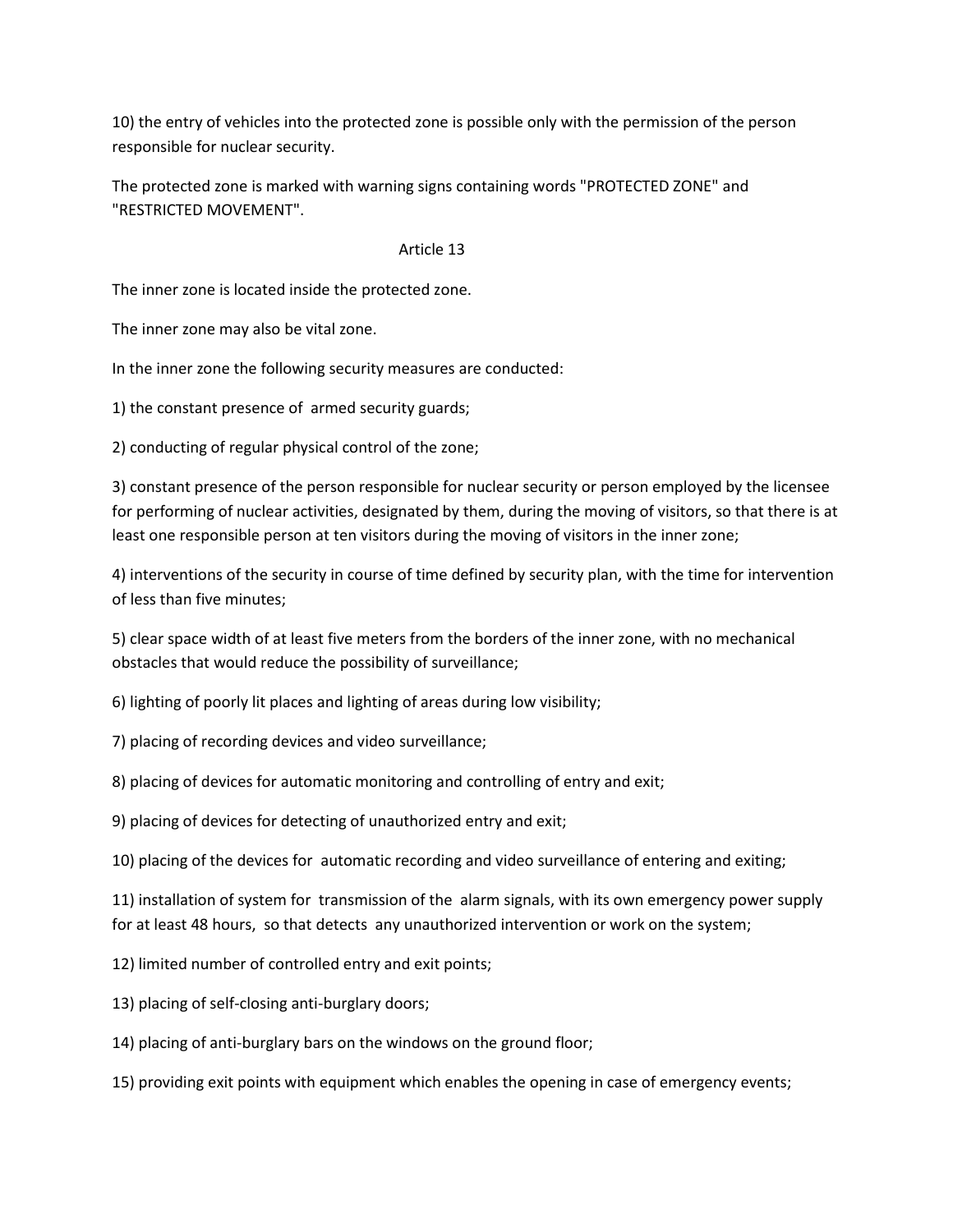10) the entry of vehicles into the protected zone is possible only with the permission of the person responsible for nuclear security.

The protected zone is marked with warning signs containing words "PROTECTED ZONE" and "RESTRICTED MOVEMENT".

### Article 13

The inner zone is located inside the protected zone.

The inner zone may also be vital zone.

In the inner zone the following security measures are conducted:

1) the constant presence of armed security guards;

2) conducting of regular physical control of the zone;

3) constant presence of the person responsible for nuclear security or person employed by the licensee for performing of nuclear activities, designated by them, during the moving of visitors, so that there is at least one responsible person at ten visitors during the moving of visitors in the inner zone;

4) interventions of the security in course of time defined by security plan, with the time for intervention of less than five minutes;

5) clear space width of at least five meters from the borders of the inner zone, with no mechanical obstacles that would reduce the possibility of surveillance;

6) lighting of poorly lit places and lighting of areas during low visibility;

7) placing of recording devices and video surveillance;

8) placing of devices for automatic monitoring and controlling of entry and exit;

9) placing of devices for detecting of unauthorized entry and exit;

10) placing of the devices for automatic recording and video surveillance of entering and exiting;

11) installation of system for transmission of the alarm signals, with its own emergency power supply for at least 48 hours, so that detects any unauthorized intervention or work on the system;

12) limited number of controlled entry and exit points;

13) placing of self-closing anti-burglary doors;

14) placing of anti-burglary bars on the windows on the ground floor;

15) providing exit points with equipment which enables the opening in case of emergency events;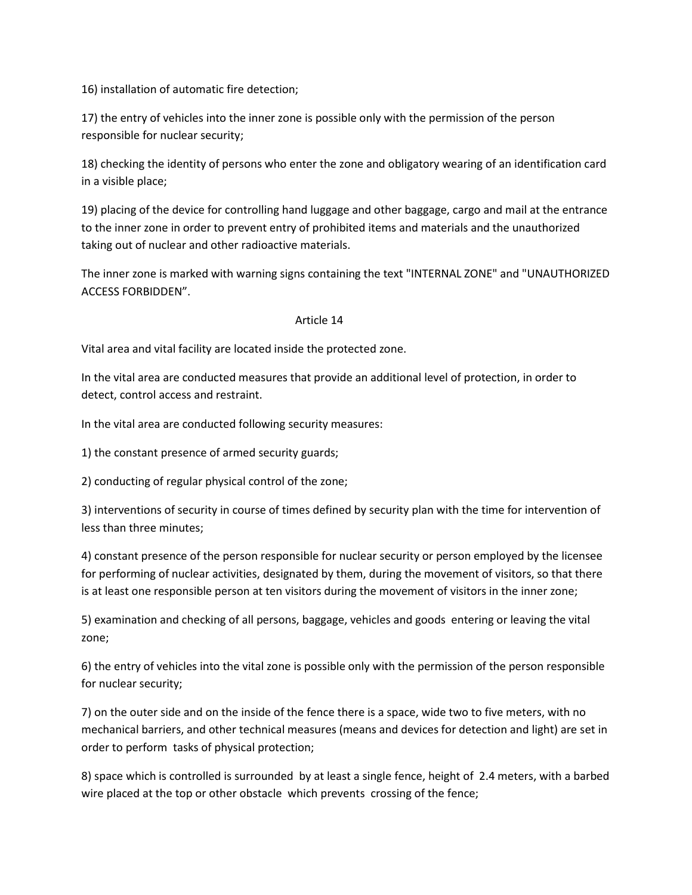16) installation of automatic fire detection;

17) the entry of vehicles into the inner zone is possible only with the permission of the person responsible for nuclear security;

18) checking the identity of persons who enter the zone and obligatory wearing of an identification card in a visible place;

19) placing of the device for controlling hand luggage and other baggage, cargo and mail at the entrance to the inner zone in order to prevent entry of prohibited items and materials and the unauthorized taking out of nuclear and other radioactive materials.

The inner zone is marked with warning signs containing the text "INTERNAL ZONE" and "UNAUTHORIZED ACCESS FORBIDDEN”.

Article 14

Vital area and vital facility are located inside the protected zone.

In the vital area are conducted measures that provide an additional level of protection, in order to detect, control access and restraint.

In the vital area are conducted following security measures:

1) the constant presence of armed security guards;

2) conducting of regular physical control of the zone;

3) interventions of security in course of times defined by security plan with the time for intervention of less than three minutes;

4) constant presence of the person responsible for nuclear security or person employed by the licensee for performing of nuclear activities, designated by them, during the movement of visitors, so that there is at least one responsible person at ten visitors during the movement of visitors in the inner zone;

5) examination and checking of all persons, baggage, vehicles and goods entering or leaving the vital zone;

6) the entry of vehicles into the vital zone is possible only with the permission of the person responsible for nuclear security;

7) on the outer side and on the inside of the fence there is a space, wide two to five meters, with no mechanical barriers, and other technical measures (means and devices for detection and light) are set in order to perform tasks of physical protection;

8) space which is controlled is surrounded by at least a single fence, height of 2.4 meters, with a barbed wire placed at the top or other obstacle which prevents crossing of the fence;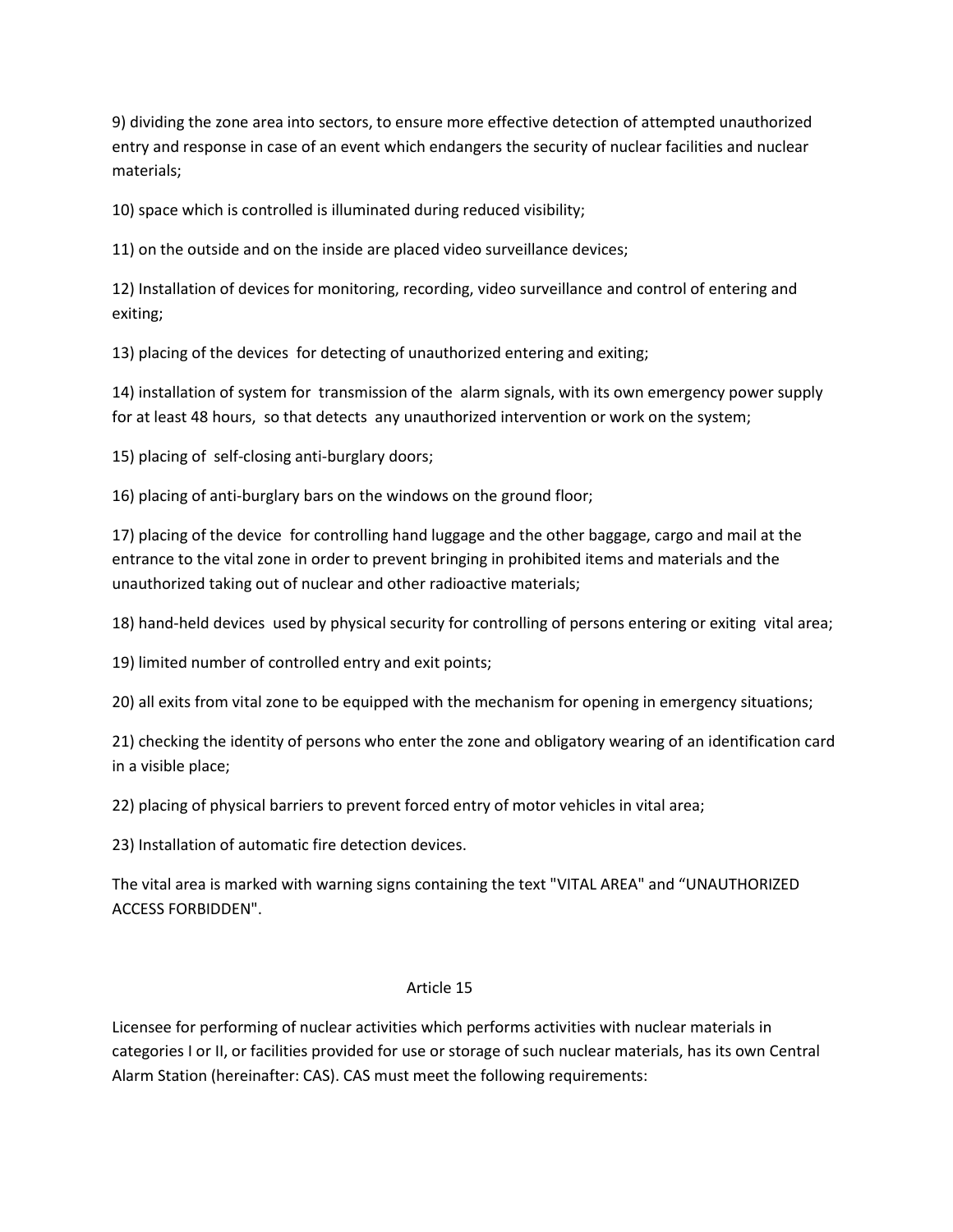9) dividing the zone area into sectors, to ensure more effective detection of attempted unauthorized entry and response in case of an event which endangers the security of nuclear facilities and nuclear materials;

10) space which is controlled is illuminated during reduced visibility;

11) on the outside and on the inside are placed video surveillance devices;

12) Installation of devices for monitoring, recording, video surveillance and control of entering and exiting;

13) placing of the devices for detecting of unauthorized entering and exiting;

14) installation of system for transmission of the alarm signals, with its own emergency power supply for at least 48 hours, so that detects any unauthorized intervention or work on the system;

15) placing of self-closing anti-burglary doors;

16) placing of anti-burglary bars on the windows on the ground floor;

17) placing of the device for controlling hand luggage and the other baggage, cargo and mail at the entrance to the vital zone in order to prevent bringing in prohibited items and materials and the unauthorized taking out of nuclear and other radioactive materials;

18) hand-held devices used by physical security for controlling of persons entering or exiting vital area;

19) limited number of controlled entry and exit points;

20) all exits from vital zone to be equipped with the mechanism for opening in emergency situations;

21) checking the identity of persons who enter the zone and obligatory wearing of an identification card in a visible place;

22) placing of physical barriers to prevent forced entry of motor vehicles in vital area;

23) Installation of automatic fire detection devices.

The vital area is marked with warning signs containing the text "VITAL AREA" and "UNAUTHORIZED ACCESS FORBIDDEN".

## Article 15

Licensee for performing of nuclear activities which performs activities with nuclear materials in categories I or II, or facilities provided for use or storage of such nuclear materials, has its own Central Alarm Station (hereinafter: CAS). CAS must meet the following requirements: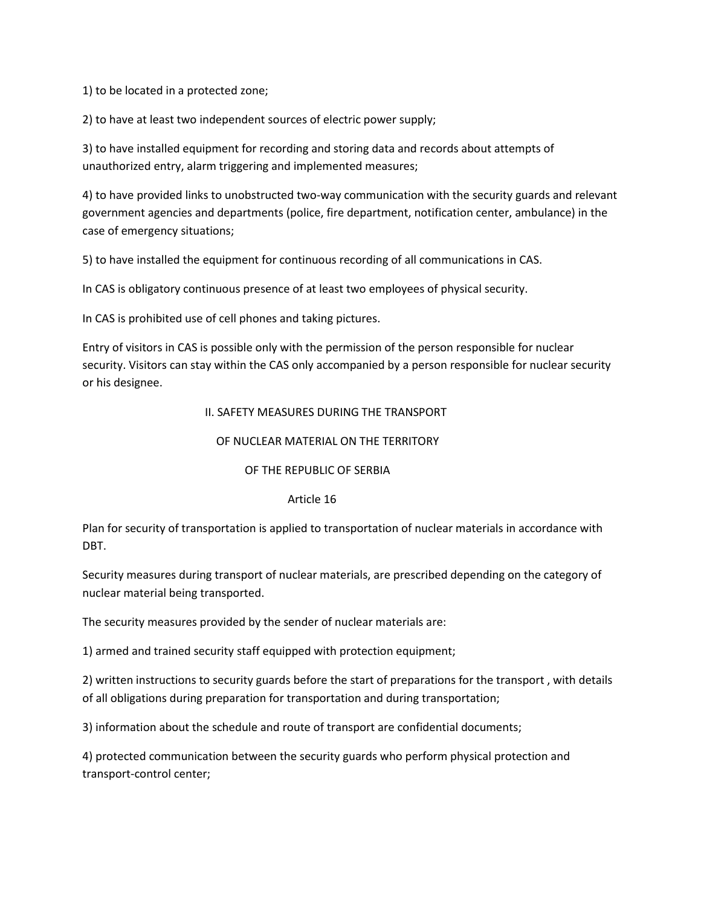1) to be located in a protected zone;

2) to have at least two independent sources of electric power supply;

3) to have installed equipment for recording and storing data and records about attempts of unauthorized entry, alarm triggering and implemented measures;

4) to have provided links to unobstructed two-way communication with the security guards and relevant government agencies and departments (police, fire department, notification center, ambulance) in the case of emergency situations;

5) to have installed the equipment for continuous recording of all communications in CAS.

In CAS is obligatory continuous presence of at least two employees of physical security.

In CAS is prohibited use of cell phones and taking pictures.

Entry of visitors in CAS is possible only with the permission of the person responsible for nuclear security. Visitors can stay within the CAS only accompanied by a person responsible for nuclear security or his designee.

## II. SAFETY MEASURES DURING THE TRANSPORT OF NUCLEAR MATERIAL ON THE TERRITORY OF THE REPUBLIC OF SERBIA

### Article 16

Plan for security of transportation is applied to transportation of nuclear materials in accordance with DBT.

Security measures during transport of nuclear materials, are prescribed depending on the category of nuclear material being transported.

The security measures provided by the sender of nuclear materials are:

1) armed and trained security staff equipped with protection equipment;

2) written instructions to security guards before the start of preparations for the transport , with details of all obligations during preparation for transportation and during transportation;

3) information about the schedule and route of transport are confidential documents;

4) protected communication between the security guards who perform physical protection and transport-control center;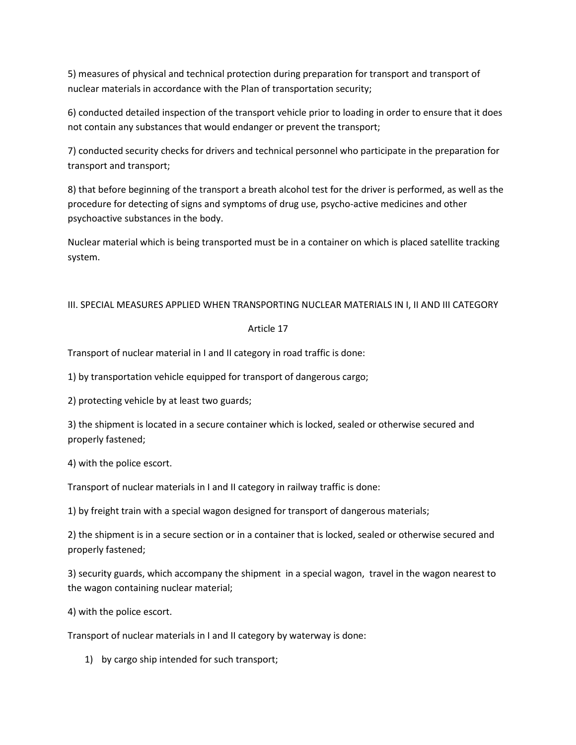5) measures of physical and technical protection during preparation for transport and transport of nuclear materials in accordance with the Plan of transportation security;

6) conducted detailed inspection of the transport vehicle prior to loading in order to ensure that it does not contain any substances that would endanger or prevent the transport;

7) conducted security checks for drivers and technical personnel who participate in the preparation for transport and transport;

8) that before beginning of the transport a breath alcohol test for the driver is performed, as well as the procedure for detecting of signs and symptoms of drug use, psycho-active medicines and other psychoactive substances in the body.

Nuclear material which is being transported must be in a container on which is placed satellite tracking system.

## III. SPECIAL MEASURES APPLIED WHEN TRANSPORTING NUCLEAR MATERIALS IN I, II AND III CATEGORY

### Article 17

Transport of nuclear material in I and II category in road traffic is done:

1) by transportation vehicle equipped for transport of dangerous cargo;

2) protecting vehicle by at least two guards;

3) the shipment is located in a secure container which is locked, sealed or otherwise secured and properly fastened;

4) with the police escort.

Transport of nuclear materials in I and II category in railway traffic is done:

1) by freight train with a special wagon designed for transport of dangerous materials;

2) the shipment is in a secure section or in a container that is locked, sealed or otherwise secured and properly fastened;

3) security guards, which accompany the shipment in a special wagon, travel in the wagon nearest to the wagon containing nuclear material;

4) with the police escort.

Transport of nuclear materials in I and II category by waterway is done:

1) by cargo ship intended for such transport;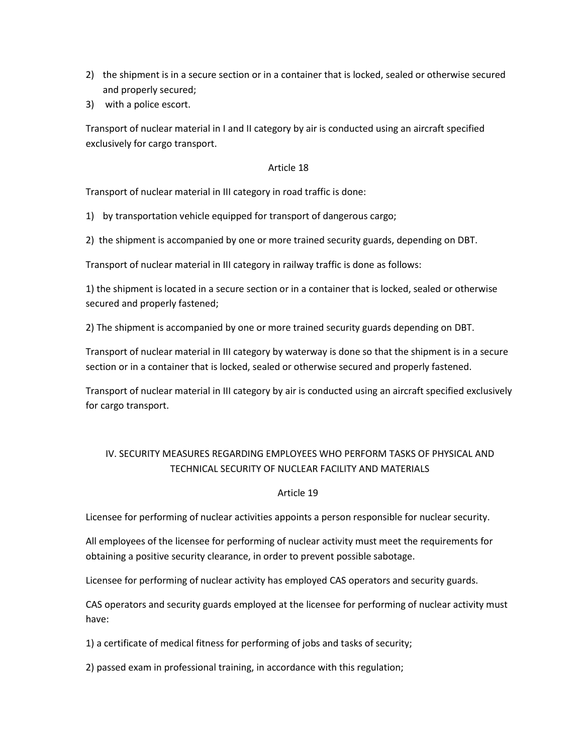2) the shipment is in a secure section or in a container that is locked, sealed or otherwise secured and properly secured;
3) with a police escort.

Transport of nuclear material in I and II category by air is conducted using an aircraft specified exclusively for cargo transport.

Article 18

Transport of nuclear material in III category in road traffic is done:

1) by transportation vehicle equipped for transport of dangerous cargo;

2) the shipment is accompanied by one or more trained security guards, depending on DBT.

Transport of nuclear material in III category in railway traffic is done as follows:

1) the shipment is located in a secure section or in a container that is locked, sealed or otherwise secured and properly fastened;

2) The shipment is accompanied by one or more trained security guards depending on DBT.

Transport of nuclear material in III category by waterway is done so that the shipment is in a secure section or in a container that is locked, sealed or otherwise secured and properly fastened.

Transport of nuclear material in III category by air is conducted using an aircraft specified exclusively for cargo transport.

## IV. SECURITY MEASURES REGARDING EMPLOYEES WHO PERFORM TASKS OF PHYSICAL AND TECHNICAL SECURITY OF NUCLEAR FACILITY AND MATERIALS

Article 19

Licensee for performing of nuclear activities appoints a person responsible for nuclear security.

All employees of the licensee for performing of nuclear activity must meet the requirements for obtaining a positive security clearance, in order to prevent possible sabotage.

Licensee for performing of nuclear activity has employed CAS operators and security guards.

CAS operators and security guards employed at the licensee for performing of nuclear activity must have:

1) a certificate of medical fitness for performing of jobs and tasks of security;

2) passed exam in professional training, in accordance with this regulation;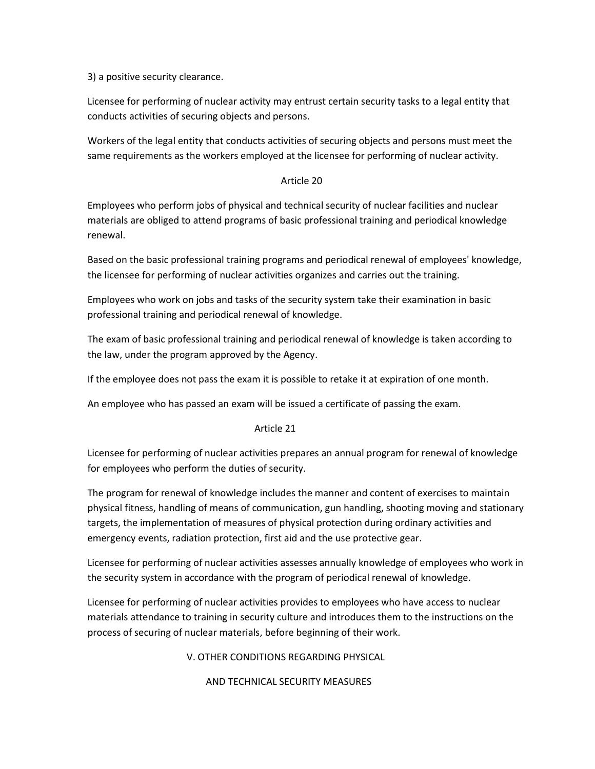3) a positive security clearance.

Licensee for performing of nuclear activity may entrust certain security tasks to a legal entity that conducts activities of securing objects and persons.

Workers of the legal entity that conducts activities of securing objects and persons must meet the same requirements as the workers employed at the licensee for performing of nuclear activity.

### Article 20

Employees who perform jobs of physical and technical security of nuclear facilities and nuclear materials are obliged to attend programs of basic professional training and periodical knowledge renewal.

Based on the basic professional training programs and periodical renewal of employees' knowledge, the licensee for performing of nuclear activities organizes and carries out the training.

Employees who work on jobs and tasks of the security system take their examination in basic professional training and periodical renewal of knowledge.

The exam of basic professional training and periodical renewal of knowledge is taken according to the law, under the program approved by the Agency.

If the employee does not pass the exam it is possible to retake it at expiration of one month.

An employee who has passed an exam will be issued a certificate of passing the exam.

### Article 21

Licensee for performing of nuclear activities prepares an annual program for renewal of knowledge for employees who perform the duties of security.

The program for renewal of knowledge includes the manner and content of exercises to maintain physical fitness, handling of means of communication, gun handling, shooting moving and stationary targets, the implementation of measures of physical protection during ordinary activities and emergency events, radiation protection, first aid and the use protective gear.

Licensee for performing of nuclear activities assesses annually knowledge of employees who work in the security system in accordance with the program of periodical renewal of knowledge.

Licensee for performing of nuclear activities provides to employees who have access to nuclear materials attendance to training in security culture and introduces them to the instructions on the process of securing of nuclear materials, before beginning of their work.

## V. OTHER CONDITIONS REGARDING PHYSICAL AND TECHNICAL SECURITY MEASURES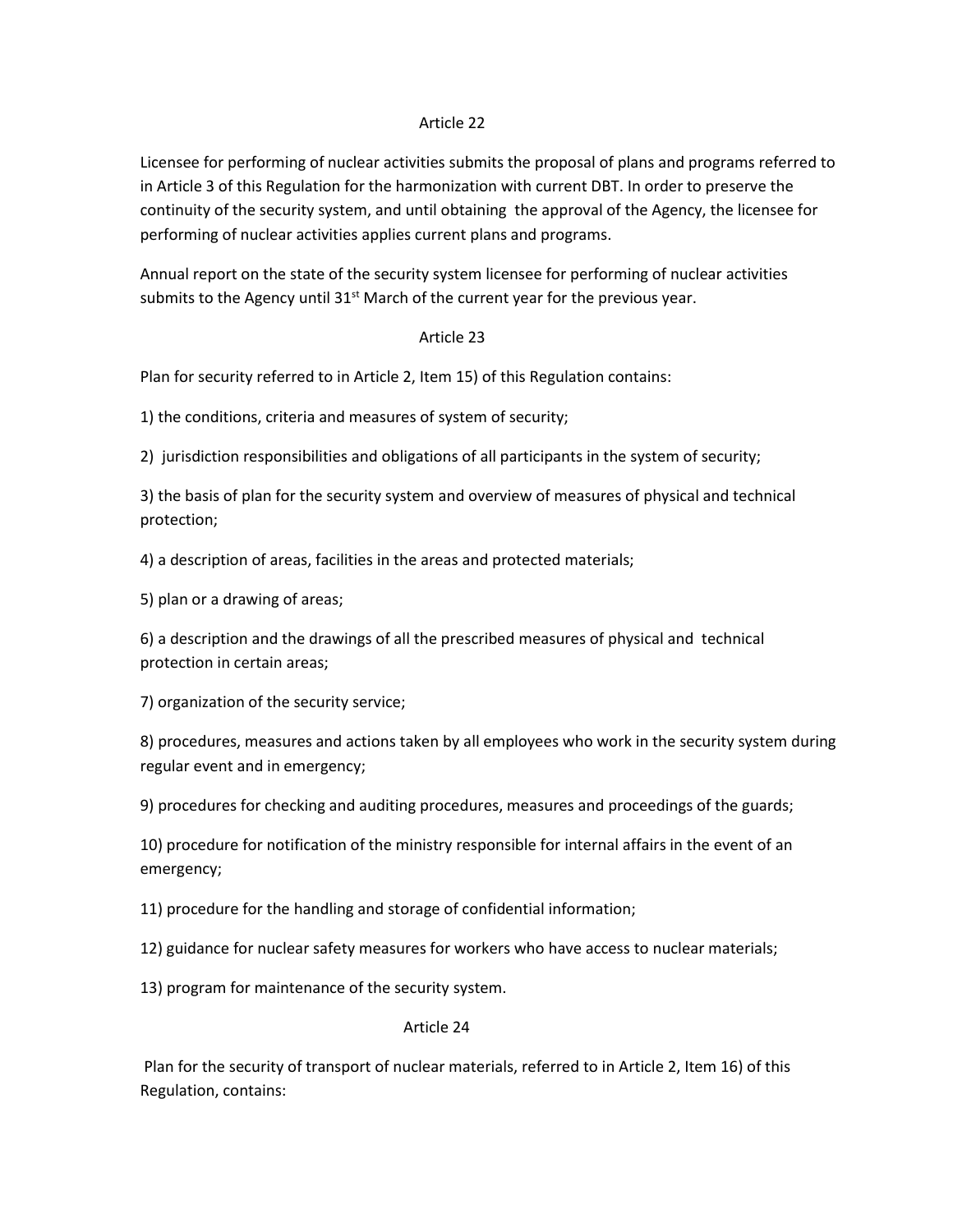Article 22

Licensee for performing of nuclear activities submits the proposal of plans and programs referred to in Article 3 of this Regulation for the harmonization with current DBT. In order to preserve the continuity of the security system, and until obtaining the approval of the Agency, the licensee for performing of nuclear activities applies current plans and programs.

Annual report on the state of the security system licensee for performing of nuclear activities submits to the Agency until 31st March of the current year for the previous year.

Article 23

Plan for security referred to in Article 2, Item 15) of this Regulation contains:

1) the conditions, criteria and measures of system of security;

2) jurisdiction responsibilities and obligations of all participants in the system of security;

3) the basis of plan for the security system and overview of measures of physical and technical protection;

4) a description of areas, facilities in the areas and protected materials;

5) plan or a drawing of areas;

6) a description and the drawings of all the prescribed measures of physical and technical protection in certain areas;

7) organization of the security service;

8) procedures, measures and actions taken by all employees who work in the security system during regular event and in emergency;

9) procedures for checking and auditing procedures, measures and proceedings of the guards;

10) procedure for notification of the ministry responsible for internal affairs in the event of an emergency;

11) procedure for the handling and storage of confidential information;

12) guidance for nuclear safety measures for workers who have access to nuclear materials;

13) program for maintenance of the security system.

Article 24

Plan for the security of transport of nuclear materials, referred to in Article 2, Item 16) of this Regulation, contains: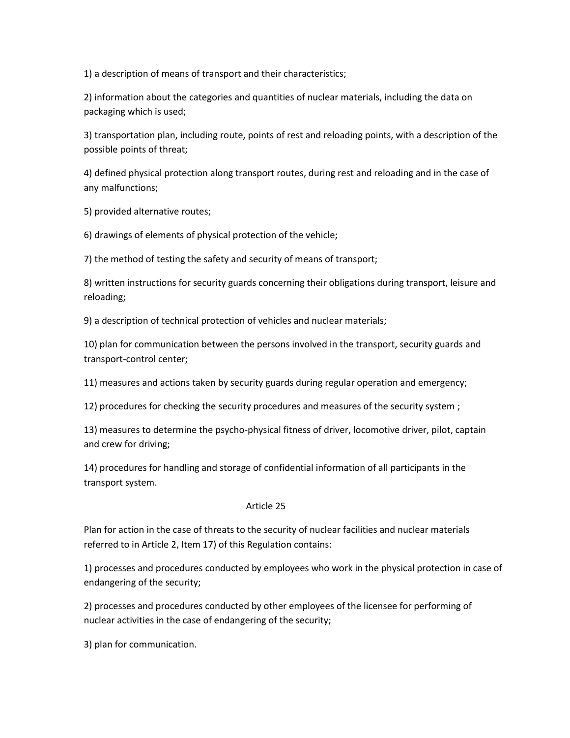1) a description of means of transport and their characteristics;

2) information about the categories and quantities of nuclear materials, including the data on packaging which is used;

3) transportation plan, including route, points of rest and reloading points, with a description of the possible points of threat;

4) defined physical protection along transport routes, during rest and reloading and in the case of any malfunctions;

5) provided alternative routes;

6) drawings of elements of physical protection of the vehicle;

7) the method of testing the safety and security of means of transport;

8) written instructions for security guards concerning their obligations during transport, leisure and reloading;

9) a description of technical protection of vehicles and nuclear materials;

10) plan for communication between the persons involved in the transport, security guards and transport-control center;

11) measures and actions taken by security guards during regular operation and emergency;

12) procedures for checking the security procedures and measures of the security system ;

13) measures to determine the psycho-physical fitness of driver, locomotive driver, pilot, captain and crew for driving;

14) procedures for handling and storage of confidential information of all participants in the transport system.

Article 25

Plan for action in the case of threats to the security of nuclear facilities and nuclear materials referred to in Article 2, Item 17) of this Regulation contains:

1) processes and procedures conducted by employees who work in the physical protection in case of endangering of the security;

2) processes and procedures conducted by other employees of the licensee for performing of nuclear activities in the case of endangering of the security;

3) plan for communication.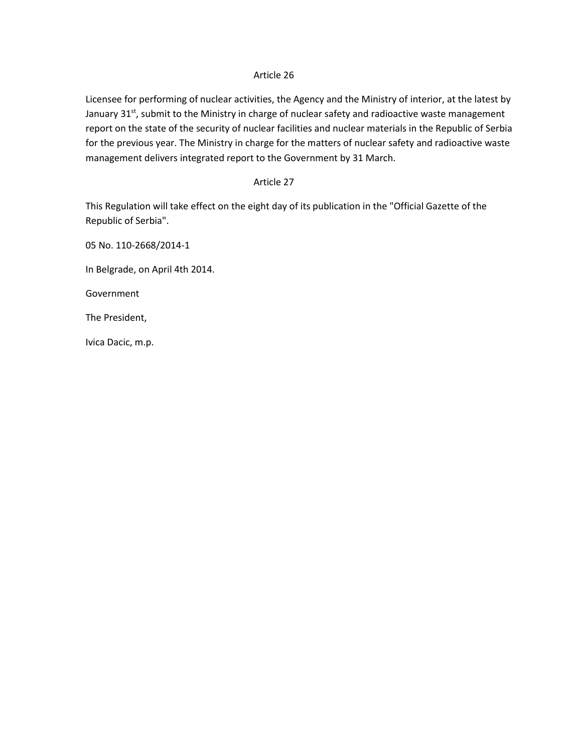Article 26

Licensee for performing of nuclear activities, the Agency and the Ministry of interior, at the latest by January 31st, submit to the Ministry in charge of nuclear safety and radioactive waste management report on the state of the security of nuclear facilities and nuclear materials in the Republic of Serbia for the previous year. The Ministry in charge for the matters of nuclear safety and radioactive waste management delivers integrated report to the Government by 31 March.

Article 27

This Regulation will take effect on the eight day of its publication in the "Official Gazette of the Republic of Serbia".

05 No. 110-2668/2014-1

In Belgrade, on April 4th 2014.

Government

The President,

Ivica Dacic, m.p.